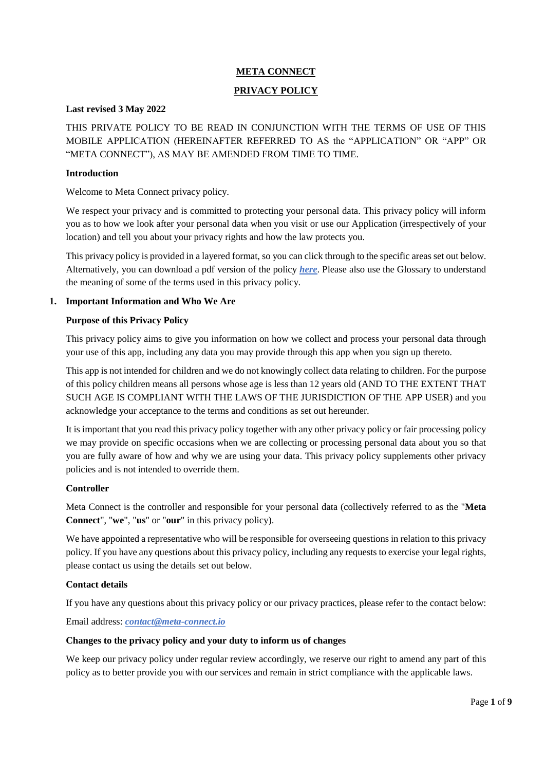# META CONNECT

# PRIVACY POLICY

**Last revised 3 May 2022**

THIS PRIVATE POLICY TO BE READ IN CONJUNCTION WITH THE TERMS OF USE OF THIS MOBILE APPLICATION (HEREINAFTER REFERRED TO AS the "APPLICATION" OR "APP" OR "META CONNECT"), AS MAY BE AMENDED FROM TIME TO TIME.

**Introduction**

Welcome to Meta Connect privacy policy.

We respect your privacy and is committed to protecting your personal data. This privacy policy will inform you as to how we look after your personal data when you visit or use our Application (irrespectively of your location) and tell you about your privacy rights and how the law protects you.

This privacy policy is provided in a layered format, so you can click through to the specific areas set out below. Alternatively, you can download a pdf version of the policy ***here***. Please also use the Glossary to understand the meaning of some of the terms used in this privacy policy.

## 1. Important Information and Who We Are

**Purpose of this Privacy Policy**

This privacy policy aims to give you information on how we collect and process your personal data through your use of this app, including any data you may provide through this app when you sign up thereto.

This app is not intended for children and we do not knowingly collect data relating to children. For the purpose of this policy children means all persons whose age is less than 12 years old (AND TO THE EXTENT THAT SUCH AGE IS COMPLIANT WITH THE LAWS OF THE JURISDICTION OF THE APP USER) and you acknowledge your acceptance to the terms and conditions as set out hereunder.

It is important that you read this privacy policy together with any other privacy policy or fair processing policy we may provide on specific occasions when we are collecting or processing personal data about you so that you are fully aware of how and why we are using your data. This privacy policy supplements other privacy policies and is not intended to override them.

**Controller**

Meta Connect is the controller and responsible for your personal data (collectively referred to as the "**Meta Connect**", "**we**", "**us**" or "**our**" in this privacy policy).

We have appointed a representative who will be responsible for overseeing questions in relation to this privacy policy. If you have any questions about this privacy policy, including any requests to exercise your legal rights, please contact us using the details set out below.

**Contact details**

If you have any questions about this privacy policy or our privacy practices, please refer to the contact below:

Email address: ***contact@meta-connect.io***

**Changes to the privacy policy and your duty to inform us of changes**

We keep our privacy policy under regular review accordingly, we reserve our right to amend any part of this policy as to better provide you with our services and remain in strict compliance with the applicable laws.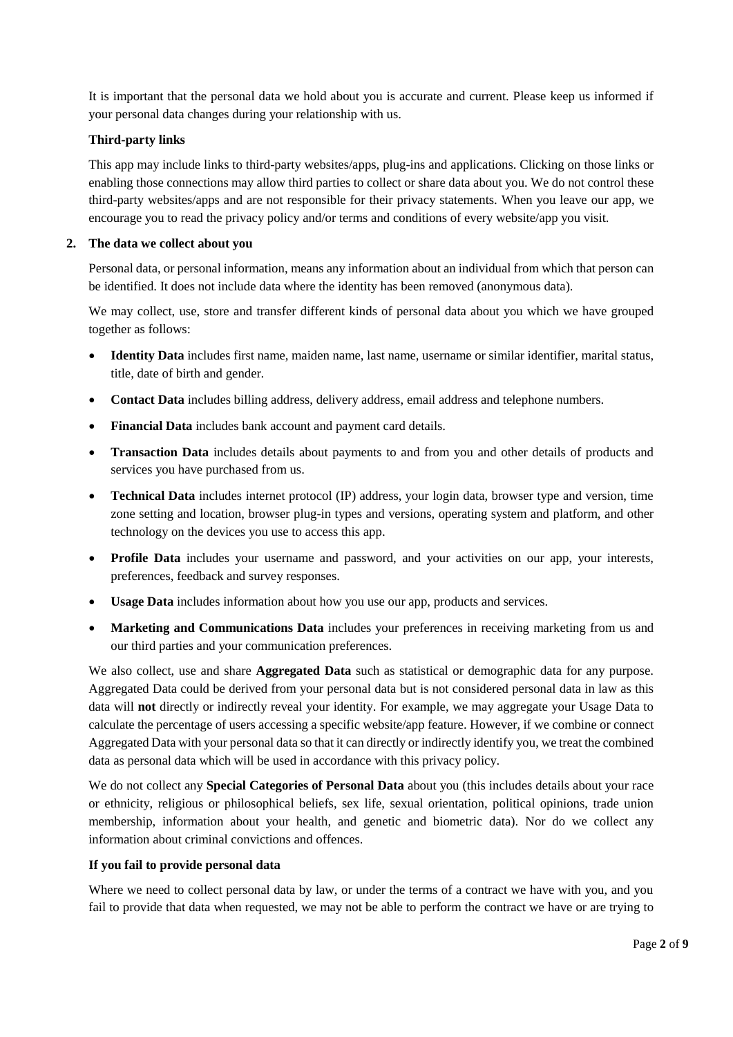It is important that the personal data we hold about you is accurate and current. Please keep us informed if your personal data changes during your relationship with us.

**Third-party links**

This app may include links to third-party websites/apps, plug-ins and applications. Clicking on those links or enabling those connections may allow third parties to collect or share data about you. We do not control these third-party websites/apps and are not responsible for their privacy statements. When you leave our app, we encourage you to read the privacy policy and/or terms and conditions of every website/app you visit.

## 2. The data we collect about you

Personal data, or personal information, means any information about an individual from which that person can be identified. It does not include data where the identity has been removed (anonymous data).

We may collect, use, store and transfer different kinds of personal data about you which we have grouped together as follows:

- **Identity Data** includes first name, maiden name, last name, username or similar identifier, marital status, title, date of birth and gender.
- **Contact Data** includes billing address, delivery address, email address and telephone numbers.
- **Financial Data** includes bank account and payment card details.
- **Transaction Data** includes details about payments to and from you and other details of products and services you have purchased from us.
- **Technical Data** includes internet protocol (IP) address, your login data, browser type and version, time zone setting and location, browser plug-in types and versions, operating system and platform, and other technology on the devices you use to access this app.
- **Profile Data** includes your username and password, and your activities on our app, your interests, preferences, feedback and survey responses.
- **Usage Data** includes information about how you use our app, products and services.
- **Marketing and Communications Data** includes your preferences in receiving marketing from us and our third parties and your communication preferences.

We also collect, use and share **Aggregated Data** such as statistical or demographic data for any purpose. Aggregated Data could be derived from your personal data but is not considered personal data in law as this data will **not** directly or indirectly reveal your identity. For example, we may aggregate your Usage Data to calculate the percentage of users accessing a specific website/app feature. However, if we combine or connect Aggregated Data with your personal data so that it can directly or indirectly identify you, we treat the combined data as personal data which will be used in accordance with this privacy policy.

We do not collect any **Special Categories of Personal Data** about you (this includes details about your race or ethnicity, religious or philosophical beliefs, sex life, sexual orientation, political opinions, trade union membership, information about your health, and genetic and biometric data). Nor do we collect any information about criminal convictions and offences.

**If you fail to provide personal data**

Where we need to collect personal data by law, or under the terms of a contract we have with you, and you fail to provide that data when requested, we may not be able to perform the contract we have or are trying to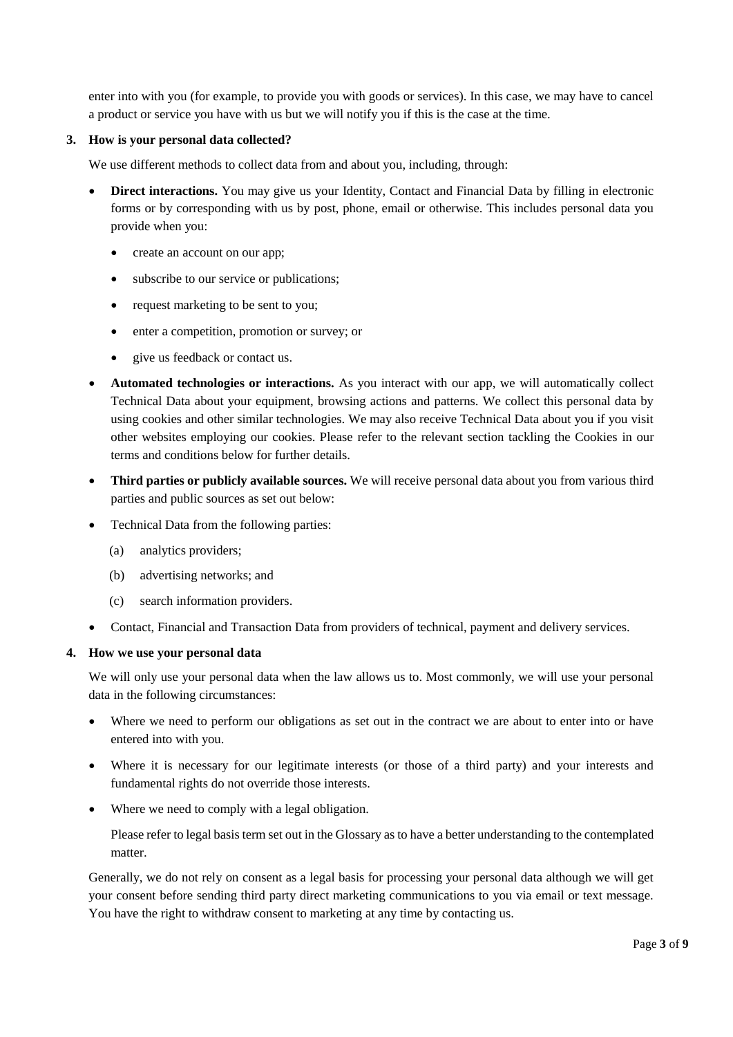enter into with you (for example, to provide you with goods or services). In this case, we may have to cancel a product or service you have with us but we will notify you if this is the case at the time.

**3. How is your personal data collected?**

We use different methods to collect data from and about you, including, through:

- **Direct interactions.** You may give us your Identity, Contact and Financial Data by filling in electronic forms or by corresponding with us by post, phone, email or otherwise. This includes personal data you provide when you:
    - create an account on our app;
    - subscribe to our service or publications;
    - request marketing to be sent to you;
    - enter a competition, promotion or survey; or
    - give us feedback or contact us.
- **Automated technologies or interactions.** As you interact with our app, we will automatically collect Technical Data about your equipment, browsing actions and patterns. We collect this personal data by using cookies and other similar technologies. We may also receive Technical Data about you if you visit other websites employing our cookies. Please refer to the relevant section tackling the Cookies in our terms and conditions below for further details.
- **Third parties or publicly available sources.** We will receive personal data about you from various third parties and public sources as set out below:
- Technical Data from the following parties:
    (a) analytics providers;
    (b) advertising networks; and
    (c) search information providers.
- Contact, Financial and Transaction Data from providers of technical, payment and delivery services.

**4. How we use your personal data**

We will only use your personal data when the law allows us to. Most commonly, we will use your personal data in the following circumstances:

- Where we need to perform our obligations as set out in the contract we are about to enter into or have entered into with you.
- Where it is necessary for our legitimate interests (or those of a third party) and your interests and fundamental rights do not override those interests.
- Where we need to comply with a legal obligation.

  Please refer to legal basis term set out in the Glossary as to have a better understanding to the contemplated matter.

Generally, we do not rely on consent as a legal basis for processing your personal data although we will get your consent before sending third party direct marketing communications to you via email or text message. You have the right to withdraw consent to marketing at any time by contacting us.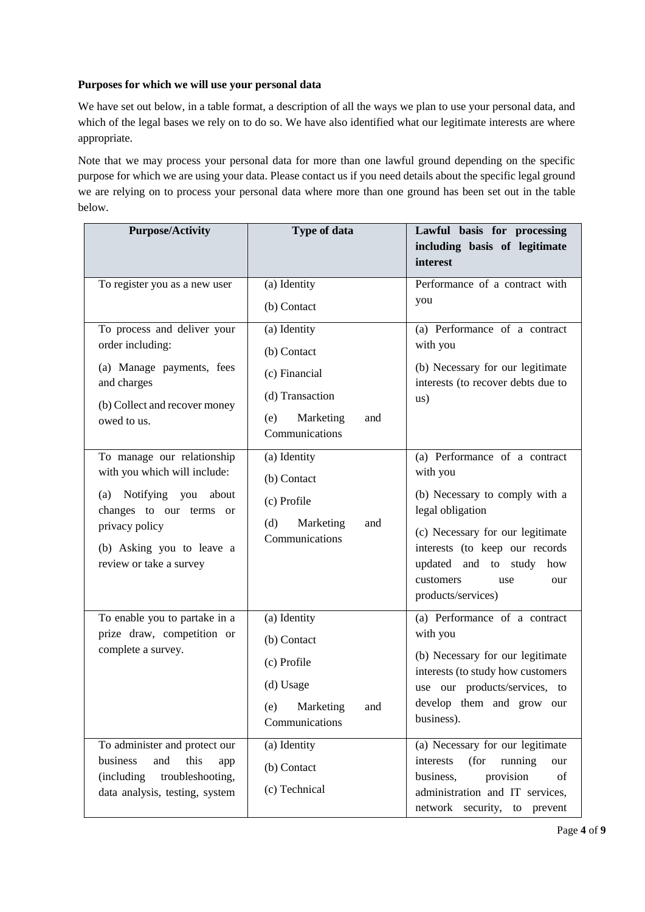**Purposes for which we will use your personal data**

We have set out below, in a table format, a description of all the ways we plan to use your personal data, and which of the legal bases we rely on to do so. We have also identified what our legitimate interests are where appropriate.

Note that we may process your personal data for more than one lawful ground depending on the specific purpose for which we are using your data. Please contact us if you need details about the specific legal ground we are relying on to process your personal data where more than one ground has been set out in the table below.

| Purpose/Activity | Type of data | Lawful basis for processing including basis of legitimate interest |
|---|---|---|
| To register you as a new user | (a) Identity<br>(b) Contact | Performance of a contract with you |
| To process and deliver your order including:<br>(a) Manage payments, fees and charges<br>(b) Collect and recover money owed to us. | (a) Identity<br>(b) Contact<br>(c) Financial<br>(d) Transaction<br>(e) Marketing and Communications | (a) Performance of a contract with you<br>(b) Necessary for our legitimate interests (to recover debts due to us) |
| To manage our relationship with you which will include:<br>(a) Notifying you about changes to our terms or privacy policy<br>(b) Asking you to leave a review or take a survey | (a) Identity<br>(b) Contact<br>(c) Profile<br>(d) Marketing and Communications | (a) Performance of a contract with you<br>(b) Necessary to comply with a legal obligation<br>(c) Necessary for our legitimate interests (to keep our records updated and to study how customers use our products/services) |
| To enable you to partake in a prize draw, competition or complete a survey. | (a) Identity<br>(b) Contact<br>(c) Profile<br>(d) Usage<br>(e) Marketing and Communications | (a) Performance of a contract with you<br>(b) Necessary for our legitimate interests (to study how customers use our products/services, to develop them and grow our business). |
| To administer and protect our business and this app (including troubleshooting, data analysis, testing, system | (a) Identity<br>(b) Contact<br>(c) Technical | (a) Necessary for our legitimate interests (for running our business, provision of administration and IT services, network security, to prevent |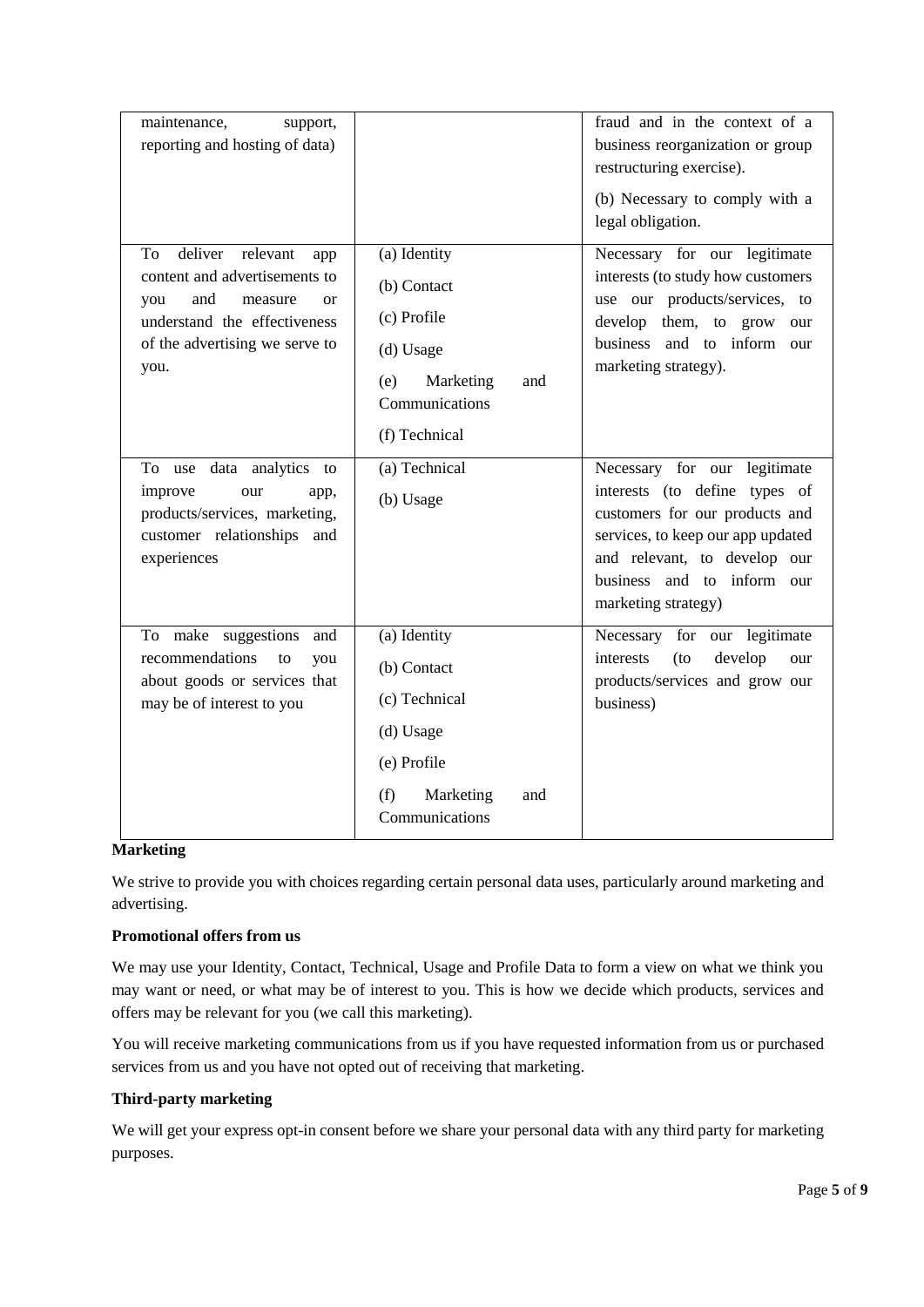| | | |
|---|---|---|
| maintenance, support, reporting and hosting of data) | | fraud and in the context of a business reorganization or group restructuring exercise).<br><br>(b) Necessary to comply with a legal obligation. |
| To deliver relevant app content and advertisements to you and measure or understand the effectiveness of the advertising we serve to you. | (a) Identity<br><br>(b) Contact<br><br>(c) Profile<br><br>(d) Usage<br><br>(e) Marketing and Communications<br><br>(f) Technical | Necessary for our legitimate interests (to study how customers use our products/services, to develop them, to grow our business and to inform our marketing strategy). |
| To use data analytics to improve our app, products/services, marketing, customer relationships and experiences | (a) Technical<br><br>(b) Usage | Necessary for our legitimate interests (to define types of customers for our products and services, to keep our app updated and relevant, to develop our business and to inform our marketing strategy) |
| To make suggestions and recommendations to you about goods or services that may be of interest to you | (a) Identity<br><br>(b) Contact<br><br>(c) Technical<br><br>(d) Usage<br><br>(e) Profile<br><br>(f) Marketing and Communications | Necessary for our legitimate interests (to develop our products/services and grow our business) |

**Marketing**

We strive to provide you with choices regarding certain personal data uses, particularly around marketing and advertising.

**Promotional offers from us**

We may use your Identity, Contact, Technical, Usage and Profile Data to form a view on what we think you may want or need, or what may be of interest to you. This is how we decide which products, services and offers may be relevant for you (we call this marketing).

You will receive marketing communications from us if you have requested information from us or purchased services from us and you have not opted out of receiving that marketing.

**Third-party marketing**

We will get your express opt-in consent before we share your personal data with any third party for marketing purposes.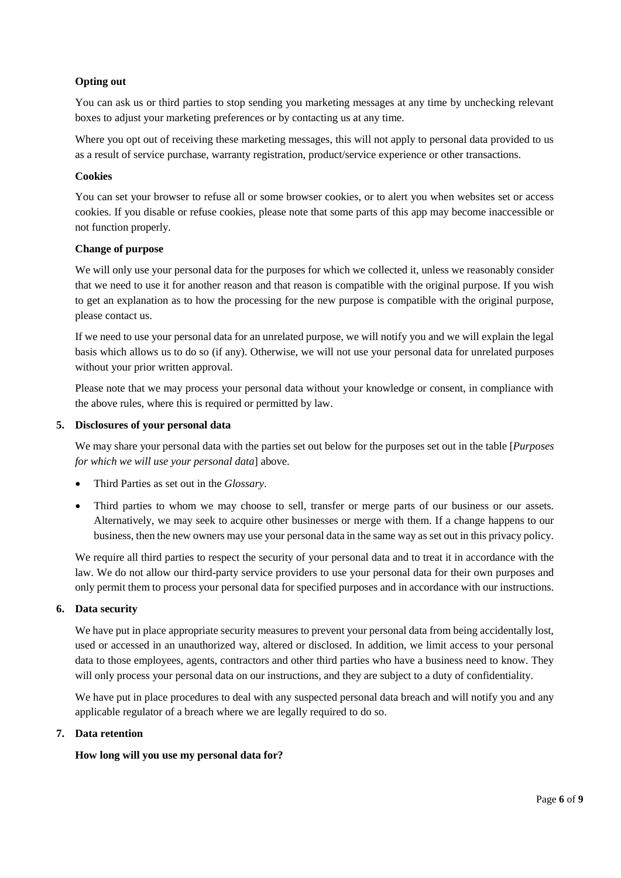**Opting out**

You can ask us or third parties to stop sending you marketing messages at any time by unchecking relevant boxes to adjust your marketing preferences or by contacting us at any time.

Where you opt out of receiving these marketing messages, this will not apply to personal data provided to us as a result of service purchase, warranty registration, product/service experience or other transactions.

**Cookies**

You can set your browser to refuse all or some browser cookies, or to alert you when websites set or access cookies. If you disable or refuse cookies, please note that some parts of this app may become inaccessible or not function properly.

**Change of purpose**

We will only use your personal data for the purposes for which we collected it, unless we reasonably consider that we need to use it for another reason and that reason is compatible with the original purpose. If you wish to get an explanation as to how the processing for the new purpose is compatible with the original purpose, please contact us.

If we need to use your personal data for an unrelated purpose, we will notify you and we will explain the legal basis which allows us to do so (if any). Otherwise, we will not use your personal data for unrelated purposes without your prior written approval.

Please note that we may process your personal data without your knowledge or consent, in compliance with the above rules, where this is required or permitted by law.

## 5. Disclosures of your personal data

We may share your personal data with the parties set out below for the purposes set out in the table [*Purposes for which we will use your personal data*] above.

- Third Parties as set out in the *Glossary*.
- Third parties to whom we may choose to sell, transfer or merge parts of our business or our assets. Alternatively, we may seek to acquire other businesses or merge with them. If a change happens to our business, then the new owners may use your personal data in the same way as set out in this privacy policy.

We require all third parties to respect the security of your personal data and to treat it in accordance with the law. We do not allow our third-party service providers to use your personal data for their own purposes and only permit them to process your personal data for specified purposes and in accordance with our instructions.

## 6. Data security

We have put in place appropriate security measures to prevent your personal data from being accidentally lost, used or accessed in an unauthorized way, altered or disclosed. In addition, we limit access to your personal data to those employees, agents, contractors and other third parties who have a business need to know. They will only process your personal data on our instructions, and they are subject to a duty of confidentiality.

We have put in place procedures to deal with any suspected personal data breach and will notify you and any applicable regulator of a breach where we are legally required to do so.

## 7. Data retention

**How long will you use my personal data for?**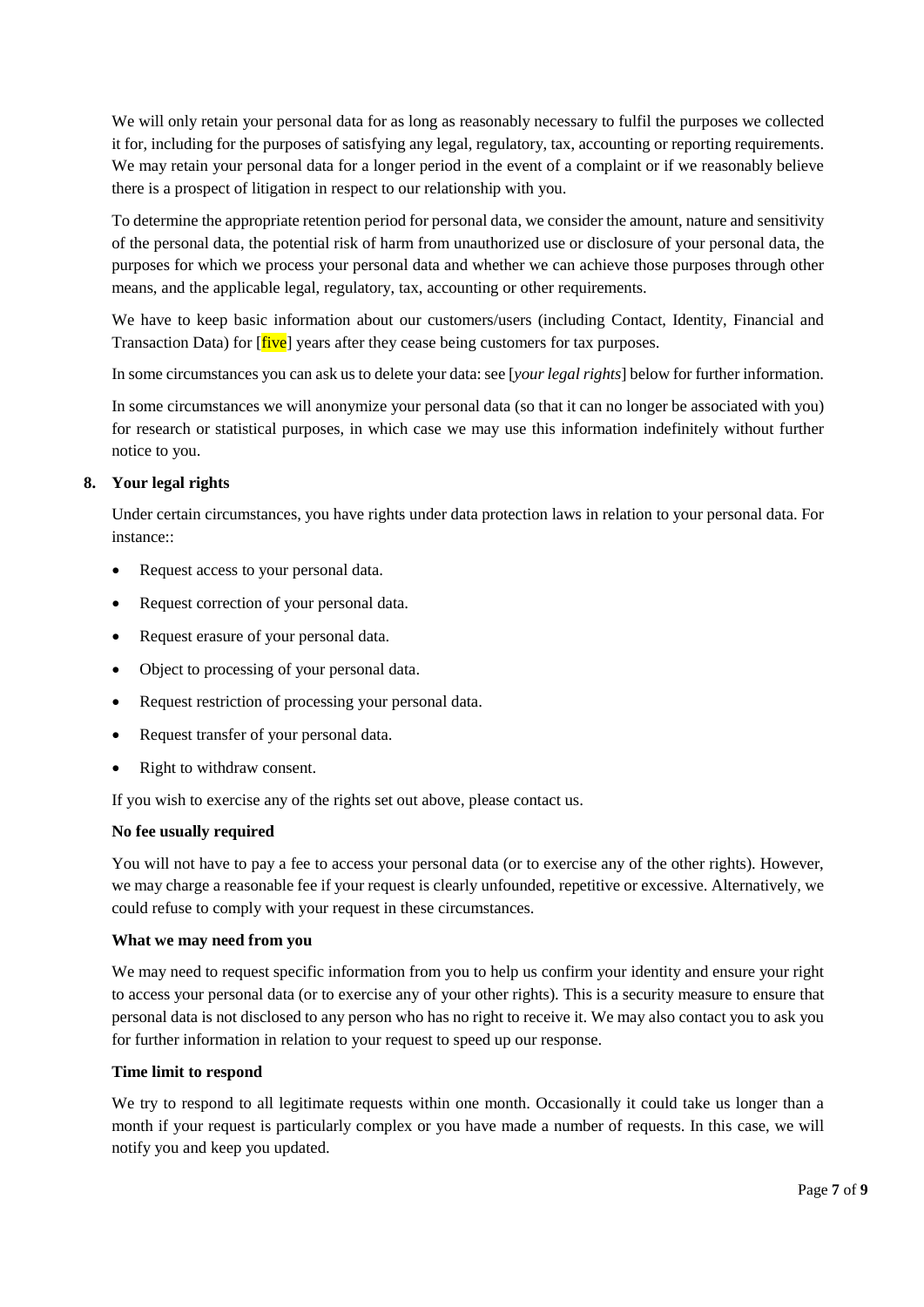We will only retain your personal data for as long as reasonably necessary to fulfil the purposes we collected it for, including for the purposes of satisfying any legal, regulatory, tax, accounting or reporting requirements. We may retain your personal data for a longer period in the event of a complaint or if we reasonably believe there is a prospect of litigation in respect to our relationship with you.

To determine the appropriate retention period for personal data, we consider the amount, nature and sensitivity of the personal data, the potential risk of harm from unauthorized use or disclosure of your personal data, the purposes for which we process your personal data and whether we can achieve those purposes through other means, and the applicable legal, regulatory, tax, accounting or other requirements.

We have to keep basic information about our customers/users (including Contact, Identity, Financial and Transaction Data) for [five] years after they cease being customers for tax purposes.

In some circumstances you can ask us to delete your data: see [*your legal rights*] below for further information.

In some circumstances we will anonymize your personal data (so that it can no longer be associated with you) for research or statistical purposes, in which case we may use this information indefinitely without further notice to you.

## 8. Your legal rights

Under certain circumstances, you have rights under data protection laws in relation to your personal data. For instance::

- Request access to your personal data.
- Request correction of your personal data.
- Request erasure of your personal data.
- Object to processing of your personal data.
- Request restriction of processing your personal data.
- Request transfer of your personal data.
- Right to withdraw consent.

If you wish to exercise any of the rights set out above, please contact us.

**No fee usually required**

You will not have to pay a fee to access your personal data (or to exercise any of the other rights). However, we may charge a reasonable fee if your request is clearly unfounded, repetitive or excessive. Alternatively, we could refuse to comply with your request in these circumstances.

**What we may need from you**

We may need to request specific information from you to help us confirm your identity and ensure your right to access your personal data (or to exercise any of your other rights). This is a security measure to ensure that personal data is not disclosed to any person who has no right to receive it. We may also contact you to ask you for further information in relation to your request to speed up our response.

**Time limit to respond**

We try to respond to all legitimate requests within one month. Occasionally it could take us longer than a month if your request is particularly complex or you have made a number of requests. In this case, we will notify you and keep you updated.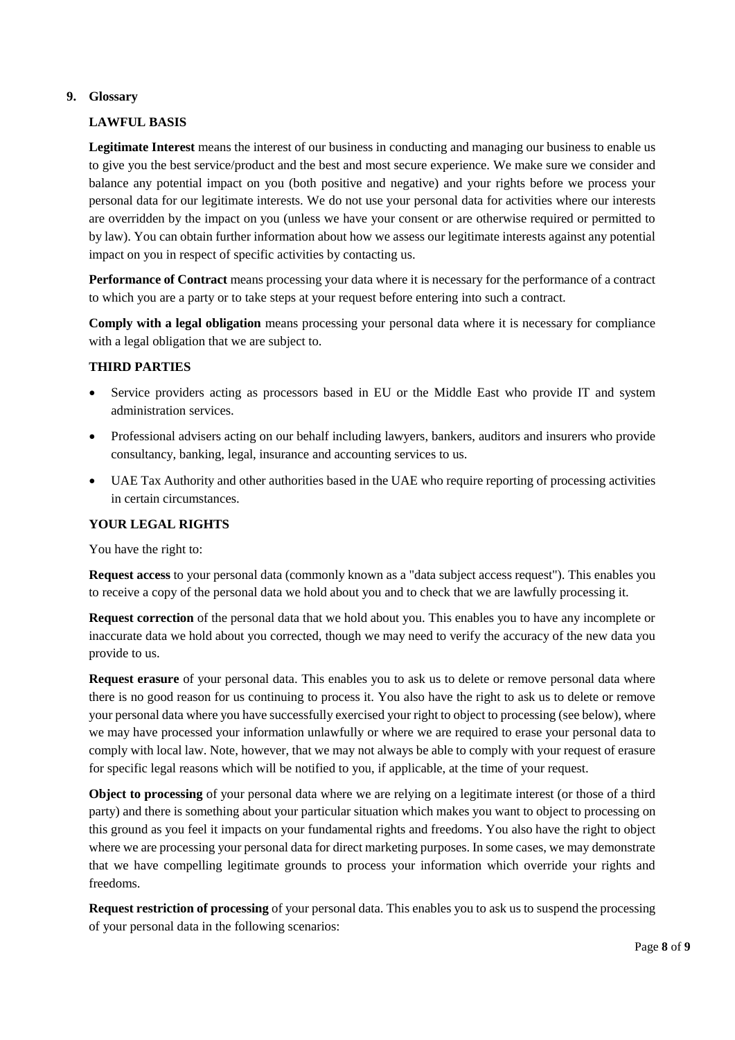## 9. Glossary

### LAWFUL BASIS

**Legitimate Interest** means the interest of our business in conducting and managing our business to enable us to give you the best service/product and the best and most secure experience. We make sure we consider and balance any potential impact on you (both positive and negative) and your rights before we process your personal data for our legitimate interests. We do not use your personal data for activities where our interests are overridden by the impact on you (unless we have your consent or are otherwise required or permitted to by law). You can obtain further information about how we assess our legitimate interests against any potential impact on you in respect of specific activities by contacting us.

**Performance of Contract** means processing your data where it is necessary for the performance of a contract to which you are a party or to take steps at your request before entering into such a contract.

**Comply with a legal obligation** means processing your personal data where it is necessary for compliance with a legal obligation that we are subject to.

### THIRD PARTIES

- Service providers acting as processors based in EU or the Middle East who provide IT and system administration services.
- Professional advisers acting on our behalf including lawyers, bankers, auditors and insurers who provide consultancy, banking, legal, insurance and accounting services to us.
- UAE Tax Authority and other authorities based in the UAE who require reporting of processing activities in certain circumstances.

### YOUR LEGAL RIGHTS

You have the right to:

**Request access** to your personal data (commonly known as a "data subject access request"). This enables you to receive a copy of the personal data we hold about you and to check that we are lawfully processing it.

**Request correction** of the personal data that we hold about you. This enables you to have any incomplete or inaccurate data we hold about you corrected, though we may need to verify the accuracy of the new data you provide to us.

**Request erasure** of your personal data. This enables you to ask us to delete or remove personal data where there is no good reason for us continuing to process it. You also have the right to ask us to delete or remove your personal data where you have successfully exercised your right to object to processing (see below), where we may have processed your information unlawfully or where we are required to erase your personal data to comply with local law. Note, however, that we may not always be able to comply with your request of erasure for specific legal reasons which will be notified to you, if applicable, at the time of your request.

**Object to processing** of your personal data where we are relying on a legitimate interest (or those of a third party) and there is something about your particular situation which makes you want to object to processing on this ground as you feel it impacts on your fundamental rights and freedoms. You also have the right to object where we are processing your personal data for direct marketing purposes. In some cases, we may demonstrate that we have compelling legitimate grounds to process your information which override your rights and freedoms.

**Request restriction of processing** of your personal data. This enables you to ask us to suspend the processing of your personal data in the following scenarios: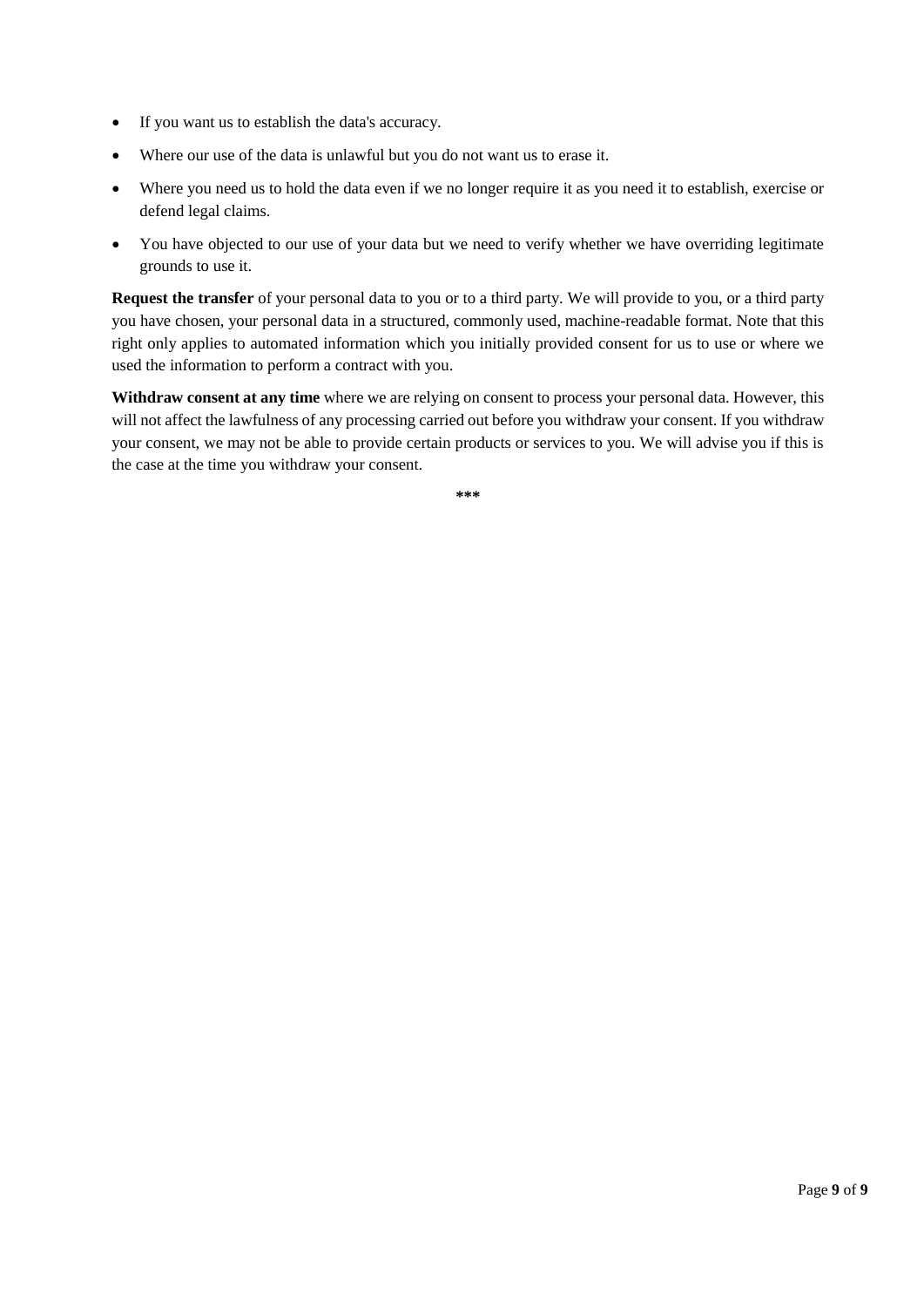- If you want us to establish the data's accuracy.
- Where our use of the data is unlawful but you do not want us to erase it.
- Where you need us to hold the data even if we no longer require it as you need it to establish, exercise or defend legal claims.
- You have objected to our use of your data but we need to verify whether we have overriding legitimate grounds to use it.

**Request the transfer** of your personal data to you or to a third party. We will provide to you, or a third party you have chosen, your personal data in a structured, commonly used, machine-readable format. Note that this right only applies to automated information which you initially provided consent for us to use or where we used the information to perform a contract with you.

**Withdraw consent at any time** where we are relying on consent to process your personal data. However, this will not affect the lawfulness of any processing carried out before you withdraw your consent. If you withdraw your consent, we may not be able to provide certain products or services to you. We will advise you if this is the case at the time you withdraw your consent.

***